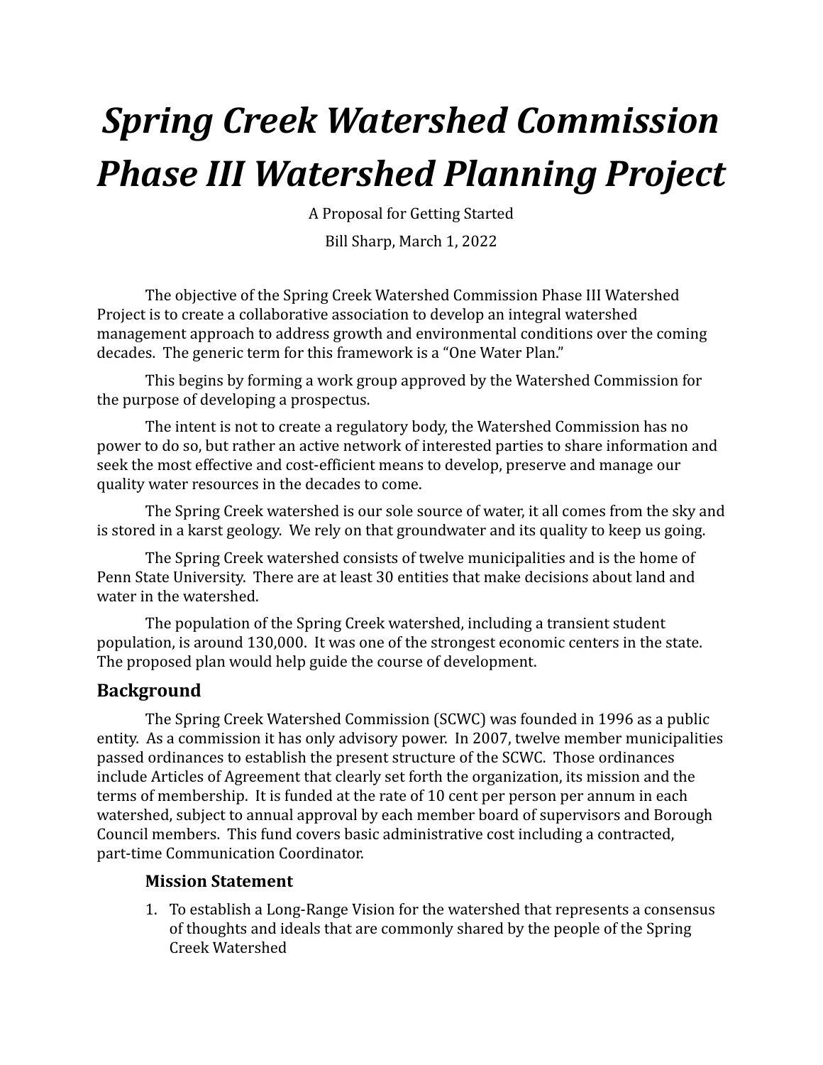# *Spring Creek Watershed Commission Phase III Watershed Planning Project*

A Proposal for Getting Started

Bill Sharp, March 1, 2022

The objective of the Spring Creek Watershed Commission Phase III Watershed Project is to create a collaborative association to develop an integral watershed management approach to address growth and environmental conditions over the coming decades. The generic term for this framework is a "One Water Plan."

This begins by forming a work group approved by the Watershed Commission for the purpose of developing a prospectus.

The intent is not to create a regulatory body, the Watershed Commission has no power to do so, but rather an active network of interested parties to share information and seek the most effective and cost-efficient means to develop, preserve and manage our quality water resources in the decades to come.

The Spring Creek watershed is our sole source of water, it all comes from the sky and is stored in a karst geology. We rely on that groundwater and its quality to keep us going.

The Spring Creek watershed consists of twelve municipalities and is the home of Penn State University. There are at least 30 entities that make decisions about land and water in the watershed.

The population of the Spring Creek watershed, including a transient student population, is around 130,000. It was one of the strongest economic centers in the state. The proposed plan would help guide the course of development.

## Background

The Spring Creek Watershed Commission (SCWC) was founded in 1996 as a public entity. As a commission it has only advisory power. In 2007, twelve member municipalities passed ordinances to establish the present structure of the SCWC. Those ordinances include Articles of Agreement that clearly set forth the organization, its mission and the terms of membership. It is funded at the rate of 10 cent per person per annum in each watershed, subject to annual approval by each member board of supervisors and Borough Council members. This fund covers basic administrative cost including a contracted, part-time Communication Coordinator.

### Mission Statement

1. To establish a Long-Range Vision for the watershed that represents a consensus of thoughts and ideals that are commonly shared by the people of the Spring Creek Watershed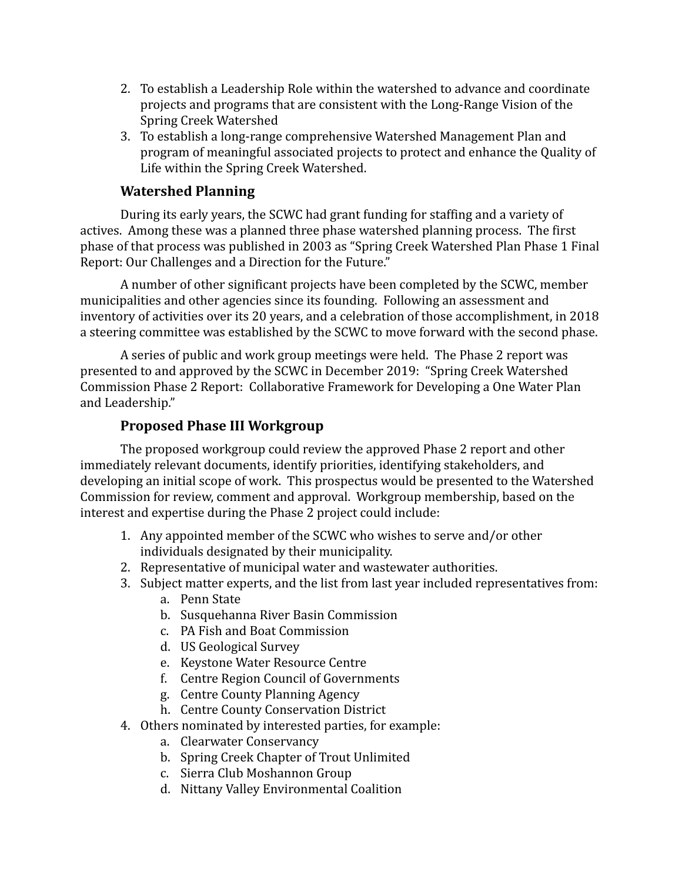2. To establish a Leadership Role within the watershed to advance and coordinate projects and programs that are consistent with the Long-Range Vision of the Spring Creek Watershed
3. To establish a long-range comprehensive Watershed Management Plan and program of meaningful associated projects to protect and enhance the Quality of Life within the Spring Creek Watershed.

### Watershed Planning

During its early years, the SCWC had grant funding for staffing and a variety of actives. Among these was a planned three phase watershed planning process. The first phase of that process was published in 2003 as "Spring Creek Watershed Plan Phase 1 Final Report: Our Challenges and a Direction for the Future."

A number of other significant projects have been completed by the SCWC, member municipalities and other agencies since its founding. Following an assessment and inventory of activities over its 20 years, and a celebration of those accomplishment, in 2018 a steering committee was established by the SCWC to move forward with the second phase.

A series of public and work group meetings were held. The Phase 2 report was presented to and approved by the SCWC in December 2019: "Spring Creek Watershed Commission Phase 2 Report: Collaborative Framework for Developing a One Water Plan and Leadership."

### Proposed Phase III Workgroup

The proposed workgroup could review the approved Phase 2 report and other immediately relevant documents, identify priorities, identifying stakeholders, and developing an initial scope of work. This prospectus would be presented to the Watershed Commission for review, comment and approval. Workgroup membership, based on the interest and expertise during the Phase 2 project could include:

1. Any appointed member of the SCWC who wishes to serve and/or other individuals designated by their municipality.
2. Representative of municipal water and wastewater authorities.
3. Subject matter experts, and the list from last year included representatives from:
   a. Penn State
   b. Susquehanna River Basin Commission
   c. PA Fish and Boat Commission
   d. US Geological Survey
   e. Keystone Water Resource Centre
   f. Centre Region Council of Governments
   g. Centre County Planning Agency
   h. Centre County Conservation District
4. Others nominated by interested parties, for example:
   a. Clearwater Conservancy
   b. Spring Creek Chapter of Trout Unlimited
   c. Sierra Club Moshannon Group
   d. Nittany Valley Environmental Coalition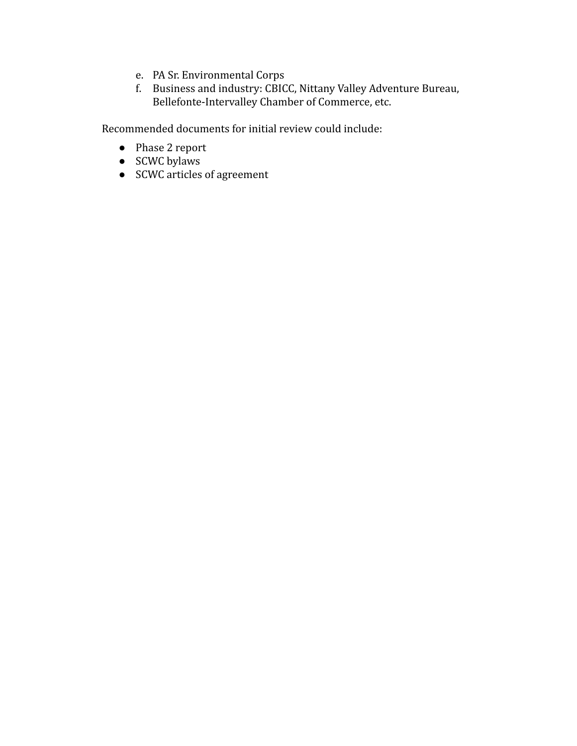e. PA Sr. Environmental Corps
f. Business and industry: CBICC, Nittany Valley Adventure Bureau, Bellefonte-Intervalley Chamber of Commerce, etc.

Recommended documents for initial review could include:

- Phase 2 report
- SCWC bylaws
- SCWC articles of agreement